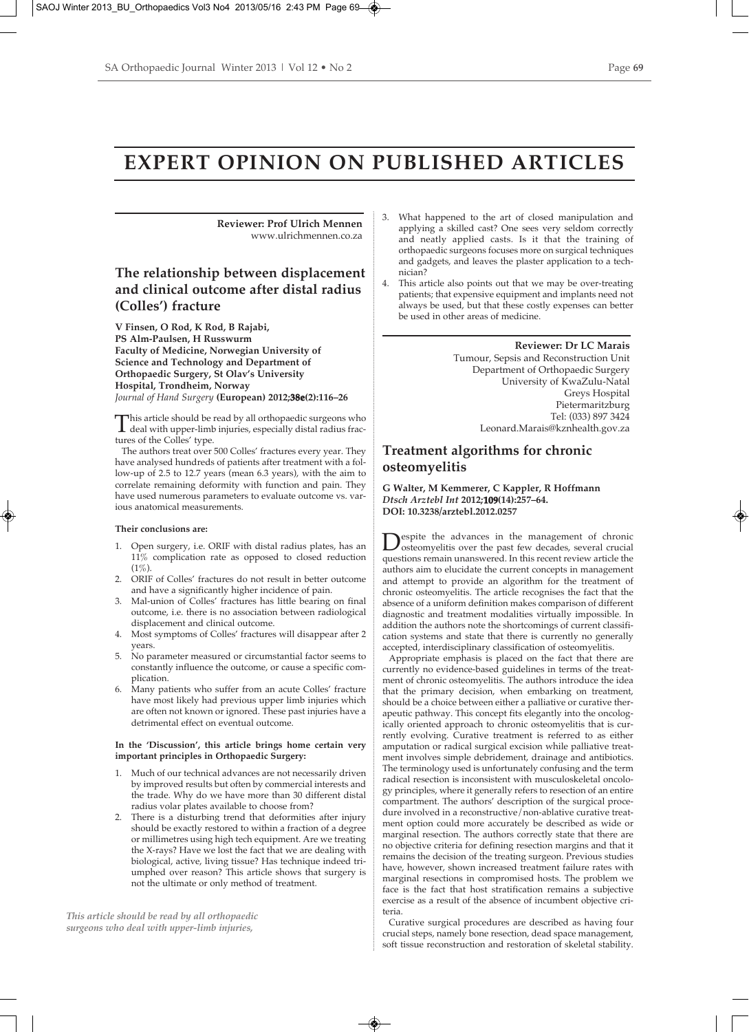# EXPERT OPINION ON PUBLISHED ARTICLES

**Reviewer: Prof Ulrich Mennen**
www.ulrichmennen.co.za

## The relationship between displacement and clinical outcome after distal radius (Colles') fracture

**V Finsen, O Rod, K Rod, B Rajabi, PS Alm-Paulsen, H Russwurm**
**Faculty of Medicine, Norwegian University of Science and Technology and Department of Orthopaedic Surgery, St Olav's University Hospital, Trondheim, Norway**
*Journal of Hand Surgery* **(European) 2012;38e(2):116–26**

This article should be read by all orthopaedic surgeons who deal with upper-limb injuries, especially distal radius fractures of the Colles' type.

The authors treat over 500 Colles' fractures every year. They have analysed hundreds of patients after treatment with a follow-up of 2.5 to 12.7 years (mean 6.3 years), with the aim to correlate remaining deformity with function and pain. They have used numerous parameters to evaluate outcome vs. various anatomical measurements.

**Their conclusions are:**

1. Open surgery, i.e. ORIF with distal radius plates, has an 11% complication rate as opposed to closed reduction (1%).
2. ORIF of Colles' fractures do not result in better outcome and have a significantly higher incidence of pain.
3. Mal-union of Colles' fractures has little bearing on final outcome, i.e. there is no association between radiological displacement and clinical outcome.
4. Most symptoms of Colles' fractures will disappear after 2 years.
5. No parameter measured or circumstantial factor seems to constantly influence the outcome, or cause a specific complication.
6. Many patients who suffer from an acute Colles' fracture have most likely had previous upper limb injuries which are often not known or ignored. These past injuries have a detrimental effect on eventual outcome.

**In the 'Discussion', this article brings home certain very important principles in Orthopaedic Surgery:**

1. Much of our technical advances are not necessarily driven by improved results but often by commercial interests and the trade. Why do we have more than 30 different distal radius volar plates available to choose from?
2. There is a disturbing trend that deformities after injury should be exactly restored to within a fraction of a degree or millimetres using high tech equipment. Are we treating the X-rays? Have we lost the fact that we are dealing with biological, active, living tissue? Has technique indeed triumphed over reason? This article shows that surgery is not the ultimate or only method of treatment.
3. What happened to the art of closed manipulation and applying a skilled cast? One sees very seldom correctly and neatly applied casts. Is it that the training of orthopaedic surgeons focuses more on surgical techniques and gadgets, and leaves the plaster application to a technician?
4. This article also points out that we may be over-treating patients; that expensive equipment and implants need not always be used, but that these costly expenses can better be used in other areas of medicine.

*This article should be read by all orthopaedic surgeons who deal with upper-limb injuries,*

**Reviewer: Dr LC Marais**
Tumour, Sepsis and Reconstruction Unit
Department of Orthopaedic Surgery
University of KwaZulu-Natal
Greys Hospital
Pietermaritzburg
Tel: (033) 897 3424
Leonard.Marais@kznhealth.gov.za

## Treatment algorithms for chronic osteomyelitis

**G Walter, M Kemmerer, C Kappler, R Hoffmann**
*Dtsch Arztebl Int* **2012;109(14):257–64.**
**DOI: 10.3238/arztebl.2012.0257**

Despite the advances in the management of chronic osteomyelitis over the past few decades, several crucial questions remain unanswered. In this recent review article the authors aim to elucidate the current concepts in management and attempt to provide an algorithm for the treatment of chronic osteomyelitis. The article recognises the fact that the absence of a uniform definition makes comparison of different diagnostic and treatment modalities virtually impossible. In addition the authors note the shortcomings of current classification systems and state that there is currently no generally accepted, interdisciplinary classification of osteomyelitis.

Appropriate emphasis is placed on the fact that there are currently no evidence-based guidelines in terms of the treatment of chronic osteomyelitis. The authors introduce the idea that the primary decision, when embarking on treatment, should be a choice between either a palliative or curative therapeutic pathway. This concept fits elegantly into the oncologically oriented approach to chronic osteomyelitis that is currently evolving. Curative treatment is referred to as either amputation or radical surgical excision while palliative treatment involves simple debridement, drainage and antibiotics. The terminology used is unfortunately confusing and the term radical resection is inconsistent with musculoskeletal oncology principles, where it generally refers to resection of an entire compartment. The authors' description of the surgical procedure involved in a reconstructive/non-ablative curative treatment option could more accurately be described as wide or marginal resection. The authors correctly state that there are no objective criteria for defining resection margins and that it remains the decision of the treating surgeon. Previous studies have, however, shown increased treatment failure rates with marginal resections in compromised hosts. The problem we face is the fact that host stratification remains a subjective exercise as a result of the absence of incumbent objective criteria.

Curative surgical procedures are described as having four crucial steps, namely bone resection, dead space management, soft tissue reconstruction and restoration of skeletal stability.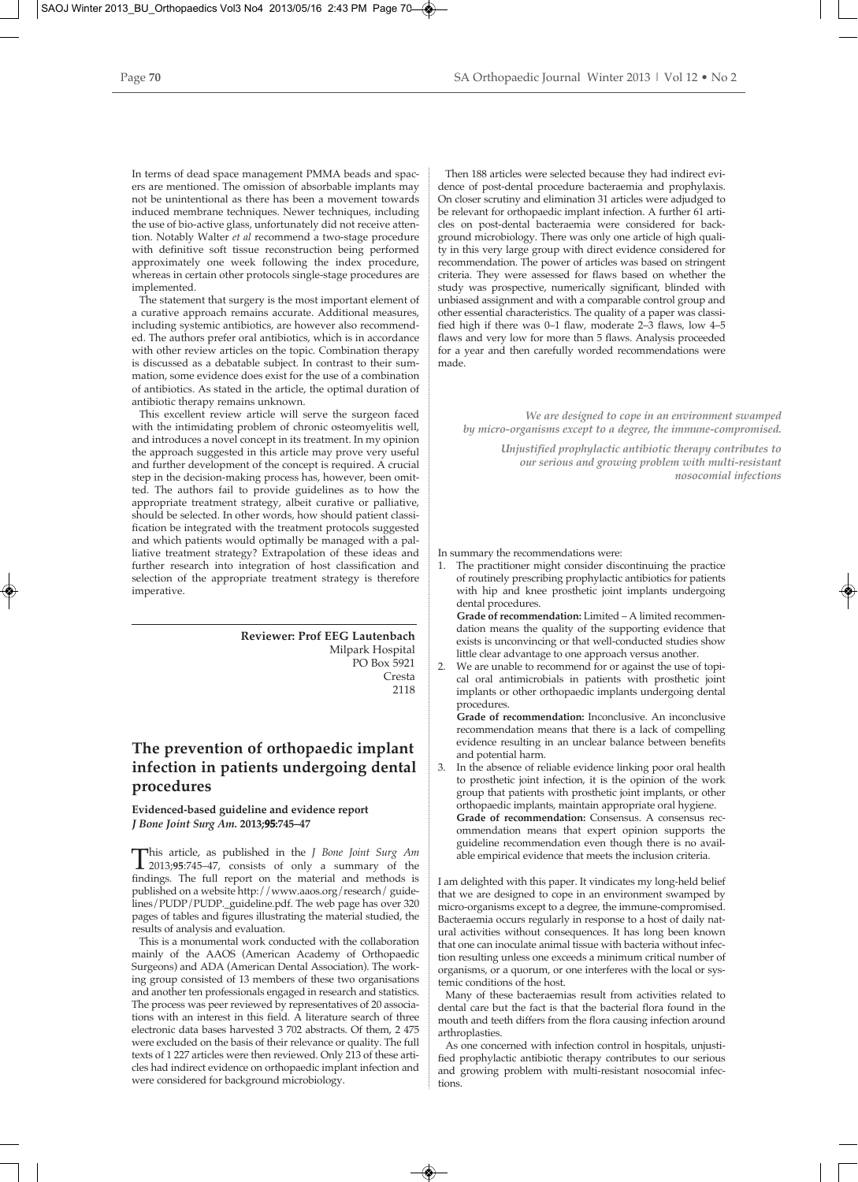In terms of dead space management PMMA beads and spacers are mentioned. The omission of absorbable implants may not be unintentional as there has been a movement towards induced membrane techniques. Newer techniques, including the use of bio-active glass, unfortunately did not receive attention. Notably Walter *et al* recommend a two-stage procedure with definitive soft tissue reconstruction being performed approximately one week following the index procedure, whereas in certain other protocols single-stage procedures are implemented.

The statement that surgery is the most important element of a curative approach remains accurate. Additional measures, including systemic antibiotics, are however also recommended. The authors prefer oral antibiotics, which is in accordance with other review articles on the topic. Combination therapy is discussed as a debatable subject. In contrast to their summation, some evidence does exist for the use of a combination of antibiotics. As stated in the article, the optimal duration of antibiotic therapy remains unknown.

This excellent review article will serve the surgeon faced with the intimidating problem of chronic osteomyelitis well, and introduces a novel concept in its treatment. In my opinion the approach suggested in this article may prove very useful and further development of the concept is required. A crucial step in the decision-making process has, however, been omitted. The authors fail to provide guidelines as to how the appropriate treatment strategy, albeit curative or palliative, should be selected. In other words, how should patient classification be integrated with the treatment protocols suggested and which patients would optimally be managed with a palliative treatment strategy? Extrapolation of these ideas and further research into integration of host classification and selection of the appropriate treatment strategy is therefore imperative.

**Reviewer: Prof EEG Lautenbach**
Milpark Hospital
PO Box 5921
Cresta
2118

## The prevention of orthopaedic implant infection in patients undergoing dental procedures

**Evidenced-based guideline and evidence report**
***J Bone Joint Surg Am.* 2013;95:745–47**

This article, as published in the *J Bone Joint Surg Am* 2013;**95**:745–47, consists of only a summary of the findings. The full report on the material and methods is published on a website http://www.aaos.org/research/guidelines/PUDP/PUDP._guideline.pdf. The web page has over 320 pages of tables and figures illustrating the material studied, the results of analysis and evaluation.

This is a monumental work conducted with the collaboration mainly of the AAOS (American Academy of Orthopaedic Surgeons) and ADA (American Dental Association). The working group consisted of 13 members of these two organisations and another ten professionals engaged in research and statistics. The process was peer reviewed by representatives of 20 associations with an interest in this field. A literature search of three electronic data bases harvested 3 702 abstracts. Of them, 2 475 were excluded on the basis of their relevance or quality. The full texts of 1 227 articles were then reviewed. Only 213 of these articles had indirect evidence on orthopaedic implant infection and were considered for background microbiology.

Then 188 articles were selected because they had indirect evidence of post-dental procedure bacteraemia and prophylaxis. On closer scrutiny and elimination 31 articles were adjudged to be relevant for orthopaedic implant infection. A further 61 articles on post-dental bacteraemia were considered for background microbiology. There was only one article of high quality in this very large group with direct evidence considered for recommendation. The power of articles was based on stringent criteria. They were assessed for flaws based on whether the study was prospective, numerically significant, blinded with unbiased assignment and with a comparable control group and other essential characteristics. The quality of a paper was classified high if there was 0–1 flaw, moderate 2–3 flaws, low 4–5 flaws and very low for more than 5 flaws. Analysis proceeded for a year and then carefully worded recommendations were made.

*We are designed to cope in an environment swamped by micro-organisms except to a degree, the immune-compromised.*

*Unjustified prophylactic antibiotic therapy contributes to our serious and growing problem with multi-resistant nosocomial infections*

In summary the recommendations were:

1. The practitioner might consider discontinuing the practice of routinely prescribing prophylactic antibiotics for patients with hip and knee prosthetic joint implants undergoing dental procedures.
   **Grade of recommendation:** Limited – A limited recommendation means the quality of the supporting evidence that exists is unconvincing or that well-conducted studies show little clear advantage to one approach versus another.
2. We are unable to recommend for or against the use of topical oral antimicrobials in patients with prosthetic joint implants or other orthopaedic implants undergoing dental procedures.
   **Grade of recommendation:** Inconclusive. An inconclusive recommendation means that there is a lack of compelling evidence resulting in an unclear balance between benefits and potential harm.
3. In the absence of reliable evidence linking poor oral health to prosthetic joint infection, it is the opinion of the work group that patients with prosthetic joint implants, or other orthopaedic implants, maintain appropriate oral hygiene.
   **Grade of recommendation:** Consensus. A consensus recommendation means that expert opinion supports the guideline recommendation even though there is no available empirical evidence that meets the inclusion criteria.

I am delighted with this paper. It vindicates my long-held belief that we are designed to cope in an environment swamped by micro-organisms except to a degree, the immune-compromised. Bacteraemia occurs regularly in response to a host of daily natural activities without consequences. It has long been known that one can inoculate animal tissue with bacteria without infection resulting unless one exceeds a minimum critical number of organisms, or a quorum, or one interferes with the local or systemic conditions of the host.

Many of these bacteraemias result from activities related to dental care but the fact is that the bacterial flora found in the mouth and teeth differs from the flora causing infection around arthroplasties.

As one concerned with infection control in hospitals, unjustified prophylactic antibiotic therapy contributes to our serious and growing problem with multi-resistant nosocomial infections.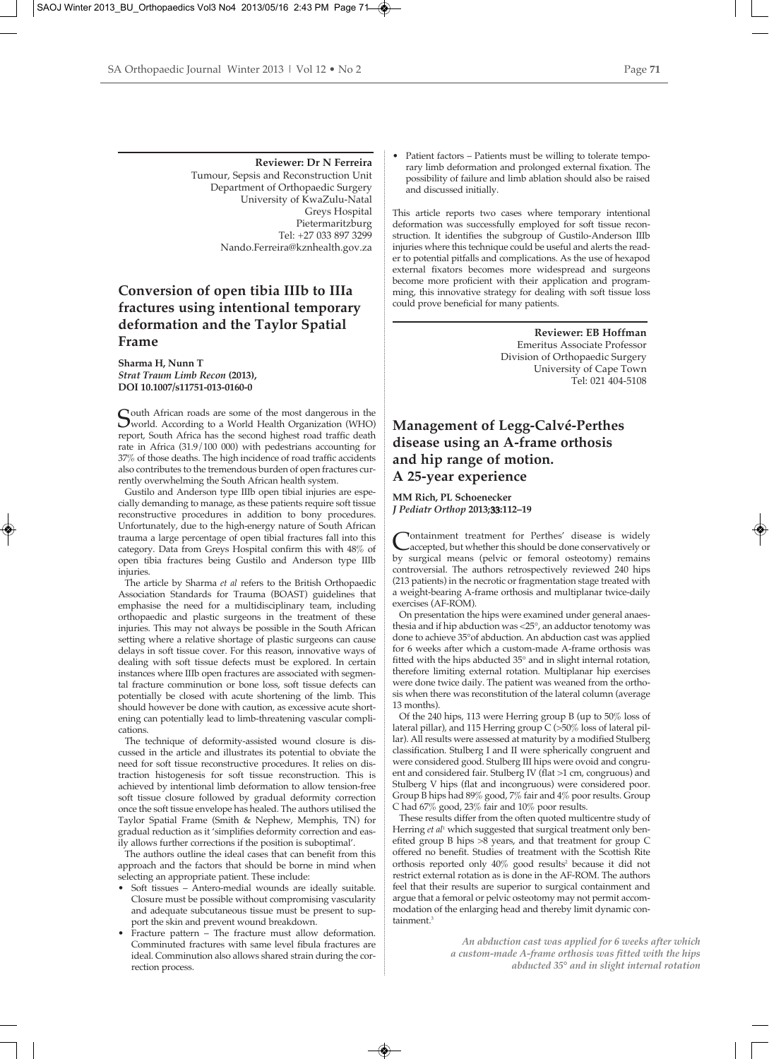**Reviewer: Dr N Ferreira**
Tumour, Sepsis and Reconstruction Unit
Department of Orthopaedic Surgery
University of KwaZulu-Natal
Greys Hospital
Pietermaritzburg
Tel: +27 033 897 3299
Nando.Ferreira@kznhealth.gov.za

## Conversion of open tibia IIIb to IIIa fractures using intentional temporary deformation and the Taylor Spatial Frame

**Sharma H, Nunn T**
***Strat Traum Limb Recon* (2013), DOI 10.1007/s11751-013-0160-0**

South African roads are some of the most dangerous in the world. According to a World Health Organization (WHO) report, South Africa has the second highest road traffic death rate in Africa (31.9/100 000) with pedestrians accounting for 37% of those deaths. The high incidence of road traffic accidents also contributes to the tremendous burden of open fractures currently overwhelming the South African health system.

Gustilo and Anderson type IIIb open tibial injuries are especially demanding to manage, as these patients require soft tissue reconstructive procedures in addition to bony procedures. Unfortunately, due to the high-energy nature of South African trauma a large percentage of open tibial fractures fall into this category. Data from Greys Hospital confirm this with 48% of open tibia fractures being Gustilo and Anderson type IIIb injuries.

The article by Sharma *et al* refers to the British Orthopaedic Association Standards for Trauma (BOAST) guidelines that emphasise the need for a multidisciplinary team, including orthopaedic and plastic surgeons in the treatment of these injuries. This may not always be possible in the South African setting where a relative shortage of plastic surgeons can cause delays in soft tissue cover. For this reason, innovative ways of dealing with soft tissue defects must be explored. In certain instances where IIIb open fractures are associated with segmental fracture comminution or bone loss, soft tissue defects can potentially be closed with acute shortening of the limb. This should however be done with caution, as excessive acute shortening can potentially lead to limb-threatening vascular complications.

The technique of deformity-assisted wound closure is discussed in the article and illustrates its potential to obviate the need for soft tissue reconstructive procedures. It relies on distraction histogenesis for soft tissue reconstruction. This is achieved by intentional limb deformation to allow tension-free soft tissue closure followed by gradual deformity correction once the soft tissue envelope has healed. The authors utilised the Taylor Spatial Frame (Smith & Nephew, Memphis, TN) for gradual reduction as it 'simplifies deformity correction and easily allows further corrections if the position is suboptimal'.

The authors outline the ideal cases that can benefit from this approach and the factors that should be borne in mind when selecting an appropriate patient. These include:

- Soft tissues – Antero-medial wounds are ideally suitable. Closure must be possible without compromising vascularity and adequate subcutaneous tissue must be present to support the skin and prevent wound breakdown.
- Fracture pattern – The fracture must allow deformation. Comminuted fractures with same level fibula fractures are ideal. Comminution also allows shared strain during the correction process.
- Patient factors – Patients must be willing to tolerate temporary limb deformation and prolonged external fixation. The possibility of failure and limb ablation should also be raised and discussed initially.

This article reports two cases where temporary intentional deformation was successfully employed for soft tissue reconstruction. It identifies the subgroup of Gustilo-Anderson IIIb injuries where this technique could be useful and alerts the reader to potential pitfalls and complications. As the use of hexapod external fixators becomes more widespread and surgeons become more proficient with their application and programming, this innovative strategy for dealing with soft tissue loss could prove beneficial for many patients.

**Reviewer: EB Hoffman**
Emeritus Associate Professor
Division of Orthopaedic Surgery
University of Cape Town
Tel: 021 404-5108

## Management of Legg-Calvé-Perthes disease using an A-frame orthosis and hip range of motion. A 25-year experience

**MM Rich, PL Schoenecker**
***J Pediatr Orthop* 2013;33:112–19**

Containment treatment for Perthes' disease is widely accepted, but whether this should be done conservatively or by surgical means (pelvic or femoral osteotomy) remains controversial. The authors retrospectively reviewed 240 hips (213 patients) in the necrotic or fragmentation stage treated with a weight-bearing A-frame orthosis and multiplanar twice-daily exercises (AF-ROM).

On presentation the hips were examined under general anaesthesia and if hip abduction was <25°, an adductor tenotomy was done to achieve 35°of abduction. An abduction cast was applied for 6 weeks after which a custom-made A-frame orthosis was fitted with the hips abducted 35° and in slight internal rotation, therefore limiting external rotation. Multiplanar hip exercises were done twice daily. The patient was weaned from the orthosis when there was reconstitution of the lateral column (average 13 months).

Of the 240 hips, 113 were Herring group B (up to 50% loss of lateral pillar), and 115 Herring group C (>50% loss of lateral pillar). All results were assessed at maturity by a modified Stulberg classification. Stulberg I and II were spherically congruent and were considered good. Stulberg III hips were ovoid and congruent and considered fair. Stulberg IV (flat >1 cm, congruous) and Stulberg V hips (flat and incongruous) were considered poor. Group B hips had 89% good, 7% fair and 4% poor results. Group C had 67% good, 23% fair and 10% poor results.

These results differ from the often quoted multicentre study of Herring *et al*[1] which suggested that surgical treatment only benefited group B hips >8 years, and that treatment for group C offered no benefit. Studies of treatment with the Scottish Rite orthosis reported only 40% good results[2] because it did not restrict external rotation as is done in the AF-ROM. The authors feel that their results are superior to surgical containment and argue that a femoral or pelvic osteotomy may not permit accommodation of the enlarging head and thereby limit dynamic containment.[3]

*An abduction cast was applied for 6 weeks after which a custom-made A-frame orthosis was fitted with the hips abducted 35° and in slight internal rotation*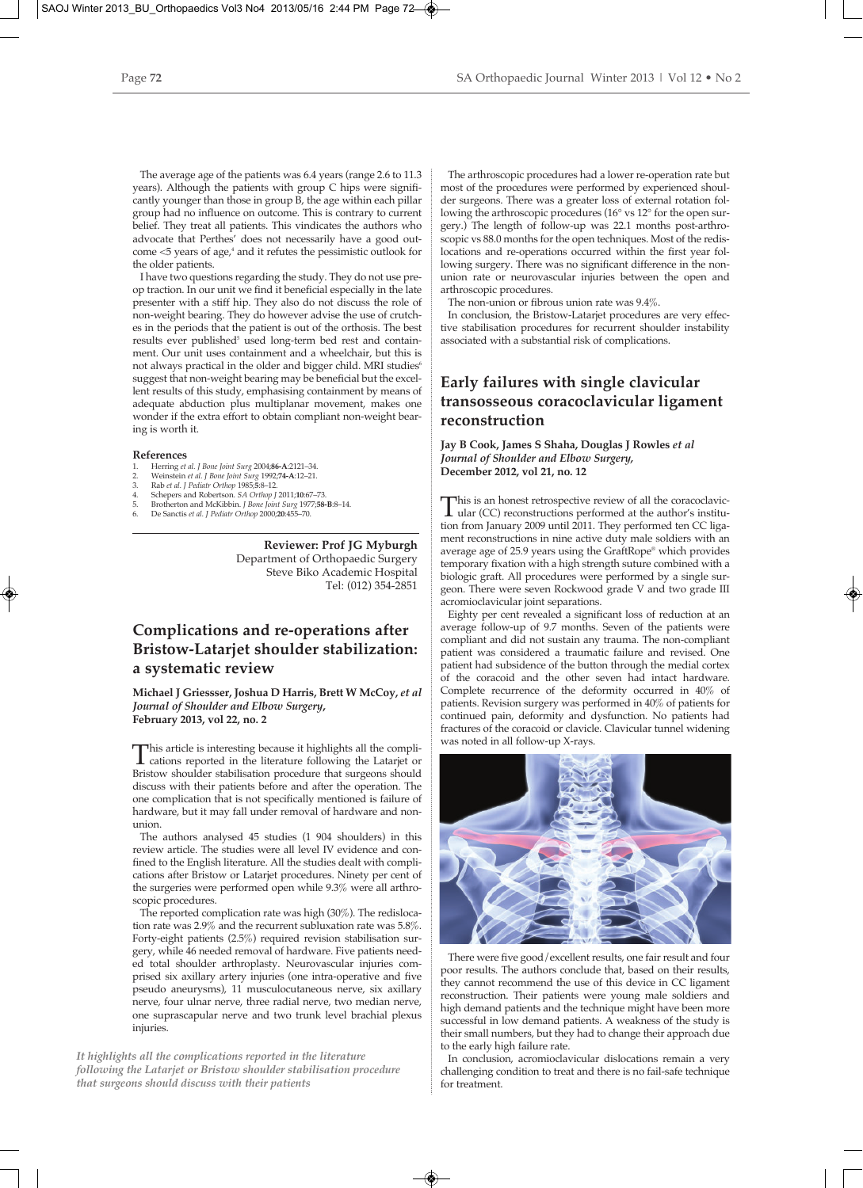The average age of the patients was 6.4 years (range 2.6 to 11.3 years). Although the patients with group C hips were significantly younger than those in group B, the age within each pillar group had no influence on outcome. This is contrary to current belief. They treat all patients. This vindicates the authors who advocate that Perthes' does not necessarily have a good outcome <5 years of age,[4] and it refutes the pessimistic outlook for the older patients.

I have two questions regarding the study. They do not use pre-op traction. In our unit we find it beneficial especially in the late presenter with a stiff hip. They also do not discuss the role of non-weight bearing. They do however advise the use of crutches in the periods that the patient is out of the orthosis. The best results ever published[5] used long-term bed rest and containment. Our unit uses containment and a wheelchair, but this is not always practical in the older and bigger child. MRI studies[6] suggest that non-weight bearing may be beneficial but the excellent results of this study, emphasising containment by means of adequate abduction plus multiplanar movement, makes one wonder if the extra effort to obtain compliant non-weight bearing is worth it.

### References

1. Herring *et al. J Bone Joint Surg* 2004;**86-A**:2121–34.
2. Weinstein *et al. J Bone Joint Surg* 1992;**74-A**:12–21.
3. Rab *et al. J Pediatr Orthop* 1985;**5**:8–12.
4. Schepers and Robertson. *SA Orthop J* 2011;**10**:67–73.
5. Brotherton and McKibbin. *J Bone Joint Surg* 1977;**58-B**:8–14.
6. De Sanctis *et al. J Pediatr Orthop* 2000;**20**:455–70.

**Reviewer: Prof JG Myburgh**
Department of Orthopaedic Surgery
Steve Biko Academic Hospital
Tel: (012) 354-2851

## Complications and re-operations after Bristow-Latarjet shoulder stabilization: a systematic review

**Michael J Griesser, Joshua D Harris, Brett W McCoy, *et al***
***Journal of Shoulder and Elbow Surgery*,**
**February 2013, vol 22, no. 2**

This article is interesting because it highlights all the complications reported in the literature following the Latarjet or Bristow shoulder stabilisation procedure that surgeons should discuss with their patients before and after the operation. The one complication that is not specifically mentioned is failure of hardware, but it may fall under removal of hardware and non-union.

The authors analysed 45 studies (1 904 shoulders) in this review article. The studies were all level IV evidence and confined to the English literature. All the studies dealt with complications after Bristow or Latarjet procedures. Ninety per cent of the surgeries were performed open while 9.3% were all arthroscopic procedures.

The reported complication rate was high (30%). The redislocation rate was 2.9% and the recurrent subluxation rate was 5.8%. Forty-eight patients (2.5%) required revision stabilisation surgery, while 46 needed removal of hardware. Five patients needed total shoulder arthroplasty. Neurovascular injuries comprised six axillary artery injuries (one intra-operative and five pseudo aneurysms), 11 musculocutaneous nerve, six axillary nerve, four ulnar nerve, three radial nerve, two median nerve, one suprascapular nerve and two trunk level brachial plexus injuries.

*It highlights all the complications reported in the literature following the Latarjet or Bristow shoulder stabilisation procedure that surgeons should discuss with their patients*

The arthroscopic procedures had a lower re-operation rate but most of the procedures were performed by experienced shoulder surgeons. There was a greater loss of external rotation following the arthroscopic procedures (16° vs 12° for the open surgery.) The length of follow-up was 22.1 months post-arthroscopic vs 88.0 months for the open techniques. Most of the redislocations and re-operations occurred within the first year following surgery. There was no significant difference in the non-union rate or neurovascular injuries between the open and arthroscopic procedures.

The non-union or fibrous union rate was 9.4%.

In conclusion, the Bristow-Latarjet procedures are very effective stabilisation procedures for recurrent shoulder instability associated with a substantial risk of complications.

## Early failures with single clavicular transosseous coracoclavicular ligament reconstruction

**Jay B Cook, James S Shaha, Douglas J Rowles *et al***
***Journal of Shoulder and Elbow Surgery*,**
**December 2012, vol 21, no. 12**

This is an honest retrospective review of all the coracoclavicular (CC) reconstructions performed at the author's institution from January 2009 until 2011. They performed ten CC ligament reconstructions in nine active duty male soldiers with an average age of 25.9 years using the GraftRope® which provides temporary fixation with a high strength suture combined with a biologic graft. All procedures were performed by a single surgeon. There were seven Rockwood grade V and two grade III acromioclavicular joint separations.

Eighty per cent revealed a significant loss of reduction at an average follow-up of 9.7 months. Seven of the patients were compliant and did not sustain any trauma. The non-compliant patient was considered a traumatic failure and revised. One patient had subsidence of the button through the medial cortex of the coracoid and the other seven had intact hardware. Complete recurrence of the deformity occurred in 40% of patients. Revision surgery was performed in 40% of patients for continued pain, deformity and dysfunction. No patients had fractures of the coracoid or clavicle. Clavicular tunnel widening was noted in all follow-up X-rays.

There were five good/excellent results, one fair result and four poor results. The authors conclude that, based on their results, they cannot recommend the use of this device in CC ligament reconstruction. Their patients were young male soldiers and high demand patients and the technique might have been more successful in low demand patients. A weakness of the study is their small numbers, but they had to change their approach due to the early high failure rate.

In conclusion, acromioclavicular dislocations remain a very challenging condition to treat and there is no fail-safe technique for treatment.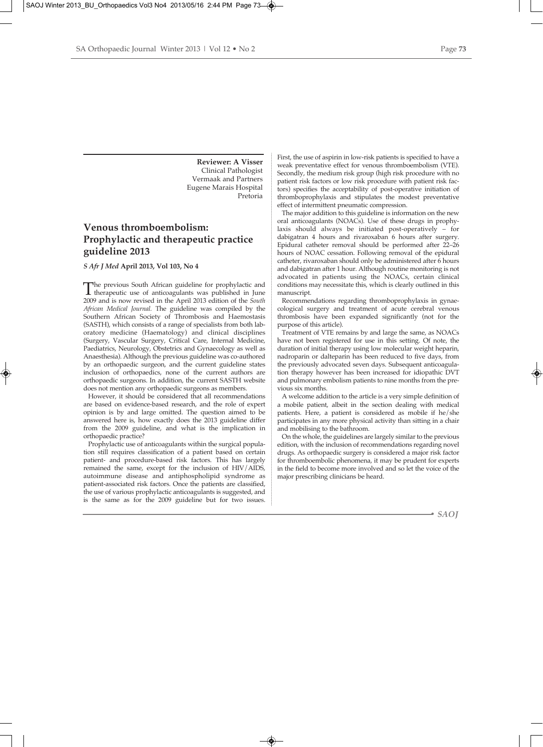**Reviewer: A Visser**
Clinical Pathologist
Vermaak and Partners
Eugene Marais Hospital
Pretoria

## Venous thromboembolism: Prophylactic and therapeutic practice guideline 2013

***S Afr J Med*** **April 2013, Vol 103, No 4**

The previous South African guideline for prophylactic and therapeutic use of anticoagulants was published in June 2009 and is now revised in the April 2013 edition of the *South African Medical Journal.* The guideline was compiled by the Southern African Society of Thrombosis and Haemostasis (SASTH), which consists of a range of specialists from both laboratory medicine (Haematology) and clinical disciplines (Surgery, Vascular Surgery, Critical Care, Internal Medicine, Paediatrics, Neurology, Obstetrics and Gynaecology as well as Anaesthesia). Although the previous guideline was co-authored by an orthopaedic surgeon, and the current guideline states inclusion of orthopaedics, none of the current authors are orthopaedic surgeons. In addition, the current SASTH website does not mention any orthopaedic surgeons as members.

However, it should be considered that all recommendations are based on evidence-based research, and the role of expert opinion is by and large omitted. The question aimed to be answered here is, how exactly does the 2013 guideline differ from the 2009 guideline, and what is the implication in orthopaedic practice?

Prophylactic use of anticoagulants within the surgical population still requires classification of a patient based on certain patient- and procedure-based risk factors. This has largely remained the same, except for the inclusion of HIV/AIDS, autoimmune disease and antiphospholipid syndrome as patient-associated risk factors. Once the patients are classified, the use of various prophylactic anticoagulants is suggested, and is the same as for the 2009 guideline but for two issues. First, the use of aspirin in low-risk patients is specified to have a weak preventative effect for venous thromboembolism (VTE). Secondly, the medium risk group (high risk procedure with no patient risk factors or low risk procedure with patient risk factors) specifies the acceptability of post-operative initiation of thromboprophylaxis and stipulates the modest preventative effect of intermittent pneumatic compression.

The major addition to this guideline is information on the new oral anticoagulants (NOACs). Use of these drugs in prophylaxis should always be initiated post-operatively – for dabigatran 4 hours and rivaroxaban 6 hours after surgery. Epidural catheter removal should be performed after 22–26 hours of NOAC cessation. Following removal of the epidural catheter, rivaroxaban should only be administered after 6 hours and dabigatran after 1 hour. Although routine monitoring is not advocated in patients using the NOACs, certain clinical conditions may necessitate this, which is clearly outlined in this manuscript.

Recommendations regarding thromboprophylaxis in gynaecological surgery and treatment of acute cerebral venous thrombosis have been expanded significantly (not for the purpose of this article).

Treatment of VTE remains by and large the same, as NOACs have not been registered for use in this setting. Of note, the duration of initial therapy using low molecular weight heparin, nadroparin or dalteparin has been reduced to five days, from the previously advocated seven days. Subsequent anticoagulation therapy however has been increased for idiopathic DVT and pulmonary embolism patients to nine months from the previous six months.

A welcome addition to the article is a very simple definition of a mobile patient, albeit in the section dealing with medical patients. Here, a patient is considered as mobile if he/she participates in any more physical activity than sitting in a chair and mobilising to the bathroom.

On the whole, the guidelines are largely similar to the previous edition, with the inclusion of recommendations regarding novel drugs. As orthopaedic surgery is considered a major risk factor for thromboembolic phenomena, it may be prudent for experts in the field to become more involved and so let the voice of the major prescribing clinicians be heard.